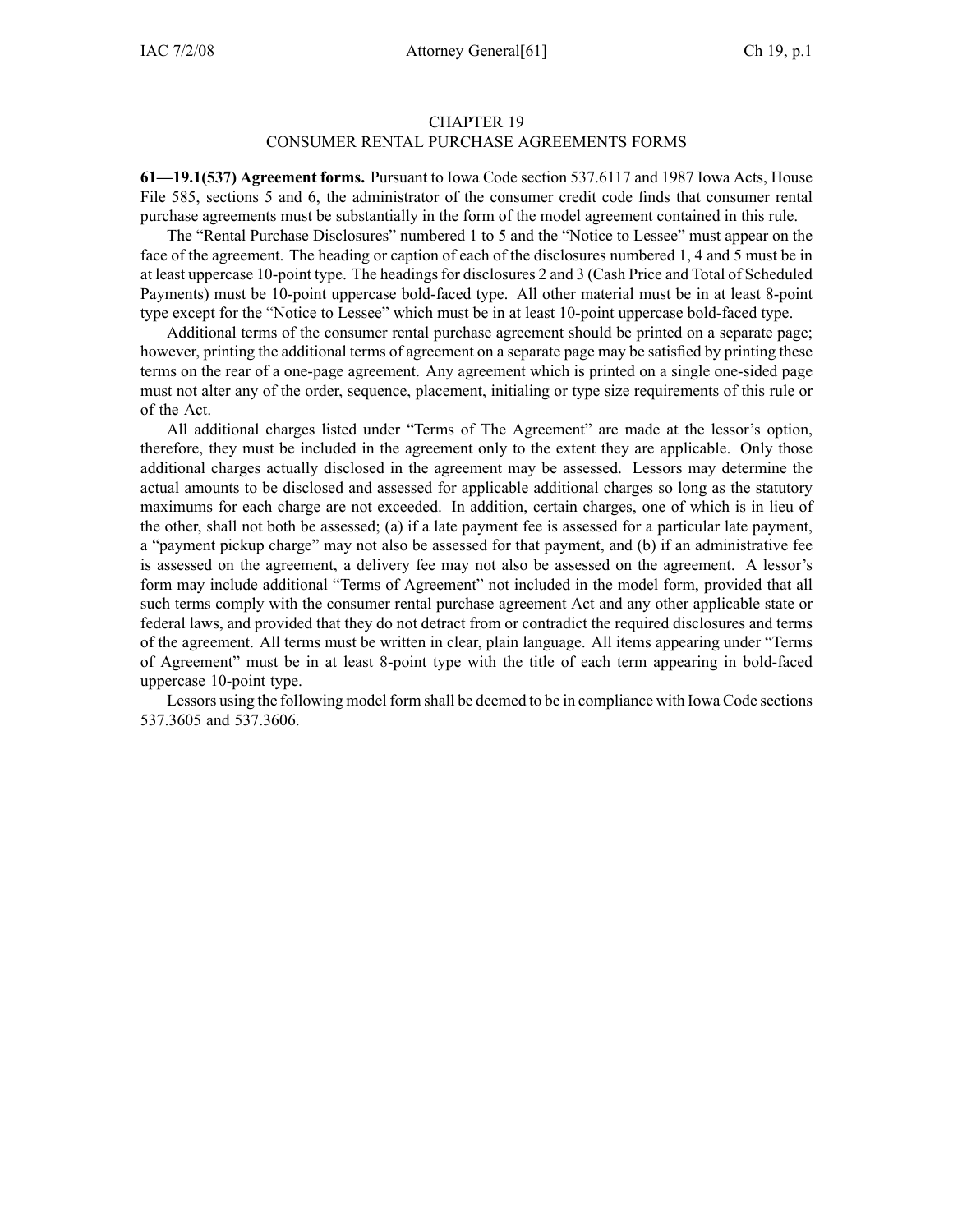# CHAPTER 19
## CONSUMER RENTAL PURCHASE AGREEMENTS FORMS

**61—19.1(537) Agreement forms.** Pursuant to Iowa Code section 537.6117 and 1987 Iowa Acts, House File 585, sections 5 and 6, the administrator of the consumer credit code finds that consumer rental purchase agreements must be substantially in the form of the model agreement contained in this rule.

The "Rental Purchase Disclosures" numbered 1 to 5 and the "Notice to Lessee" must appear on the face of the agreement. The heading or caption of each of the disclosures numbered 1, 4 and 5 must be in at least uppercase 10-point type. The headings for disclosures 2 and 3 (Cash Price and Total of Scheduled Payments) must be 10-point uppercase bold-faced type. All other material must be in at least 8-point type except for the "Notice to Lessee" which must be in at least 10-point uppercase bold-faced type.

Additional terms of the consumer rental purchase agreement should be printed on a separate page; however, printing the additional terms of agreement on a separate page may be satisfied by printing these terms on the rear of a one-page agreement. Any agreement which is printed on a single one-sided page must not alter any of the order, sequence, placement, initialing or type size requirements of this rule or of the Act.

All additional charges listed under "Terms of The Agreement" are made at the lessor's option, therefore, they must be included in the agreement only to the extent they are applicable. Only those additional charges actually disclosed in the agreement may be assessed. Lessors may determine the actual amounts to be disclosed and assessed for applicable additional charges so long as the statutory maximums for each charge are not exceeded. In addition, certain charges, one of which is in lieu of the other, shall not both be assessed; (a) if a late payment fee is assessed for a particular late payment, a "payment pickup charge" may not also be assessed for that payment, and (b) if an administrative fee is assessed on the agreement, a delivery fee may not also be assessed on the agreement. A lessor's form may include additional "Terms of Agreement" not included in the model form, provided that all such terms comply with the consumer rental purchase agreement Act and any other applicable state or federal laws, and provided that they do not detract from or contradict the required disclosures and terms of the agreement. All terms must be written in clear, plain language. All items appearing under "Terms of Agreement" must be in at least 8-point type with the title of each term appearing in bold-faced uppercase 10-point type.

Lessors using the following model form shall be deemed to be in compliance with Iowa Code sections 537.3605 and 537.3606.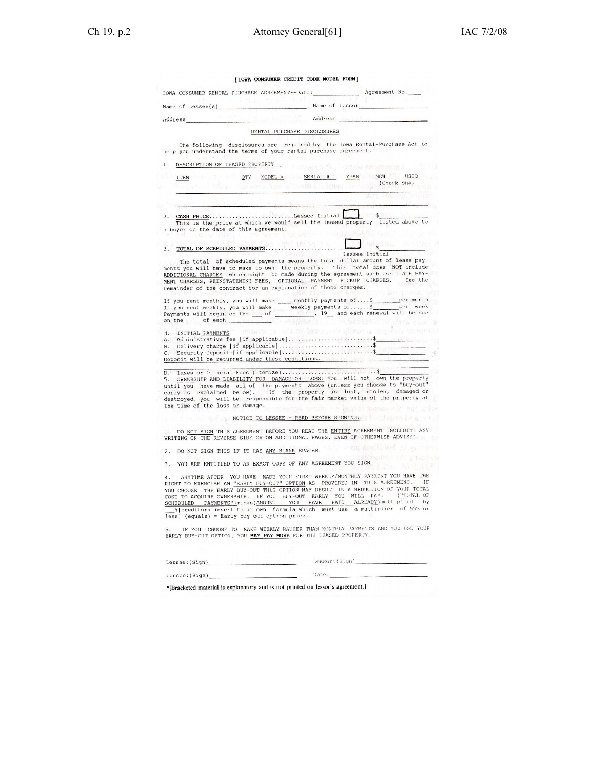[IOWA CONSUMER CREDIT CODE-MODEL FORM]

IOWA CONSUMER RENTAL-PURCHASE AGREEMENT--Date:____________ Agreement No.____

Name of Lessee(s)______________________ Name of Lessor________________

Address______________________________ Address_____________________

RENTAL PURCHASE DISCLOSURES

The following disclosures are required by the Iowa Rental-Purchase Act to help you understand the terms of your rental purchase agreement.

1. DESCRIPTION OF LEASED PROPERTY

| ITEM | QTY | MODEL # | SERIAL # | YEAR | NEW | USED |
|---|---|---|---|---|---|---|
| | | | | | (Check one) | |

2. CASH PRICE..........................Lessee Initial [ ] $__________

This is the price at which we would sell the leased property listed above to a buyer on the date of this agreement.

3. TOTAL OF SCHEDULED PAYMENTS.......................[ ] $__________

Lessee Initial

The total of scheduled payments means the total dollar amount of lease payments you will have to make to own the property. This total does NOT include ADDITIONAL CHARGES which might be made during the agreement such as: LATE PAYMENT CHARGES, REINSTATEMENT FEES, OPTIONAL PAYMENT PICKUP CHARGES. See the remainder of the contract for an explanation of these charges.

If you rent monthly, you will make ___ monthly payments of....$_______per month
If you rent weekly, you will make ___ weekly payments of......$_______per week
Payments will begin on the ___ of _______, 19__ and each renewal will be due on the ___ of each ________.

4. INITIAL PAYMENTS

A. Administrative fee [if applicable]..........................$__________
B. Delivery charge [if applicable].............................$__________
C. Security Deposit [if applicable]............................$__________
Deposit will be returned under these conditions: ___________________________

D. Taxes or Official Fees (Itemize)............................$__________

5. OWNERSHIP AND LIABILITY FOR DAMAGE OR LOSS: You will not own the property until you have made all of the payments above (unless you choose to "buy-out" early as explained below). If the property is lost, stolen, damaged or destroyed, you will be responsible for the fair market value of the property at the time of the loss or damage.

NOTICE TO LESSEE - READ BEFORE SIGNING:

1. DO NOT SIGN THIS AGREEMENT BEFORE YOU READ THE ENTIRE AGREEMENT INCLUDING ANY WRITING ON THE REVERSE SIDE OR ON ADDITIONAL PAGES, EVEN IF OTHERWISE ADVISED.

2. DO NOT SIGN THIS IF IT HAS ANY BLANK SPACES.

3. YOU ARE ENTITLED TO AN EXACT COPY OF ANY AGREEMENT YOU SIGN.

4. ANYTIME AFTER YOU HAVE MADE YOUR FIRST WEEKLY/MONTHLY PAYMENT YOU HAVE THE RIGHT TO EXERCISE AN "EARLY BUY-OUT" OPTION AS PROVIDED IN THIS AGREEMENT. IF YOU CHOOSE THE EARLY BUY-OUT THIS OPTION MAY RESULT IN A REDUCTION OF YOUR TOTAL COST TO ACQUIRE OWNERSHIP. IF YOU BUY-OUT EARLY YOU WILL PAY: ("TOTAL OF SCHEDULED PAYMENTS")minus(AMOUNT YOU HAVE PAID ALREADY)multiplied by ___%[creditors insert their own formula which must use a multiplier of 55% or less] (equals) = Early buy out option price.

5. IF YOU CHOOSE TO MAKE WEEKLY RATHER THAN MONTHLY PAYMENTS AND YOU USE YOUR EARLY BUY-OUT OPTION, YOU **MAY PAY MORE** FOR THE LEASED PROPERTY.

Lessee:(Sign)______________________ Lessor:(Sign)______________________

Lessee:(Sign)______________________ Date:______________________

*[Bracketed material is explanatory and is not printed on lessor's agreement.]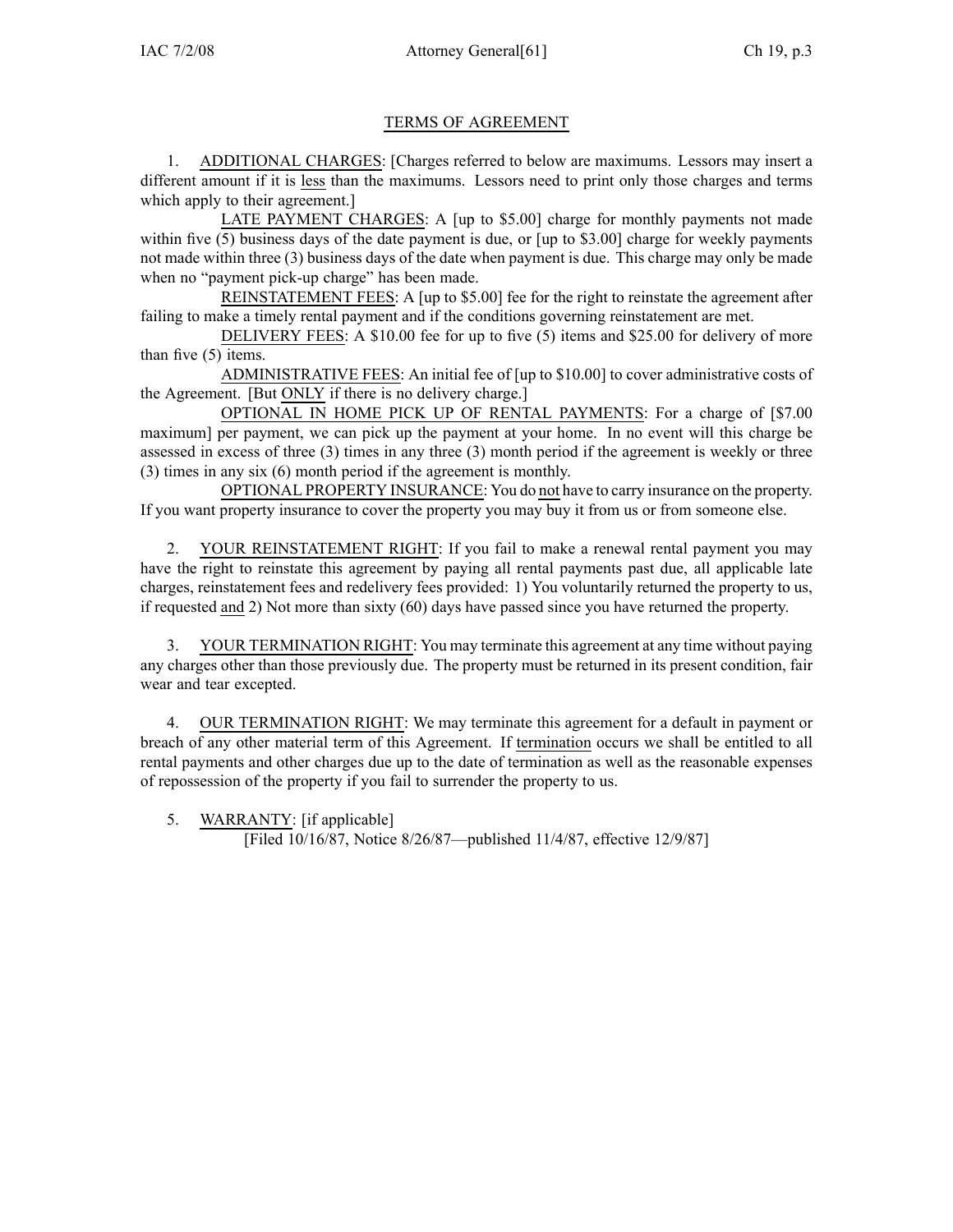## TERMS OF AGREEMENT

1. ADDITIONAL CHARGES: [Charges referred to below are maximums. Lessors may insert a different amount if it is less than the maximums. Lessors need to print only those charges and terms which apply to their agreement.]

   LATE PAYMENT CHARGES: A [up to $5.00] charge for monthly payments not made within five (5) business days of the date payment is due, or [up to $3.00] charge for weekly payments not made within three (3) business days of the date when payment is due. This charge may only be made when no "payment pick-up charge" has been made.

   REINSTATEMENT FEES: A [up to $5.00] fee for the right to reinstate the agreement after failing to make a timely rental payment and if the conditions governing reinstatement are met.

   DELIVERY FEES: A $10.00 fee for up to five (5) items and $25.00 for delivery of more than five (5) items.

   ADMINISTRATIVE FEES: An initial fee of [up to $10.00] to cover administrative costs of the Agreement. [But ONLY if there is no delivery charge.]

   OPTIONAL IN HOME PICK UP OF RENTAL PAYMENTS: For a charge of [$7.00 maximum] per payment, we can pick up the payment at your home. In no event will this charge be assessed in excess of three (3) times in any three (3) month period if the agreement is weekly or three (3) times in any six (6) month period if the agreement is monthly.

   OPTIONAL PROPERTY INSURANCE: You do not have to carry insurance on the property. If you want property insurance to cover the property you may buy it from us or from someone else.

2. YOUR REINSTATEMENT RIGHT: If you fail to make a renewal rental payment you may have the right to reinstate this agreement by paying all rental payments past due, all applicable late charges, reinstatement fees and redelivery fees provided: 1) You voluntarily returned the property to us, if requested and 2) Not more than sixty (60) days have passed since you have returned the property.

3. YOUR TERMINATION RIGHT: You may terminate this agreement at any time without paying any charges other than those previously due. The property must be returned in its present condition, fair wear and tear excepted.

4. OUR TERMINATION RIGHT: We may terminate this agreement for a default in payment or breach of any other material term of this Agreement. If termination occurs we shall be entitled to all rental payments and other charges due up to the date of termination as well as the reasonable expenses of repossession of the property if you fail to surrender the property to us.

5. WARRANTY: [if applicable]

[Filed 10/16/87, Notice 8/26/87—published 11/4/87, effective 12/9/87]